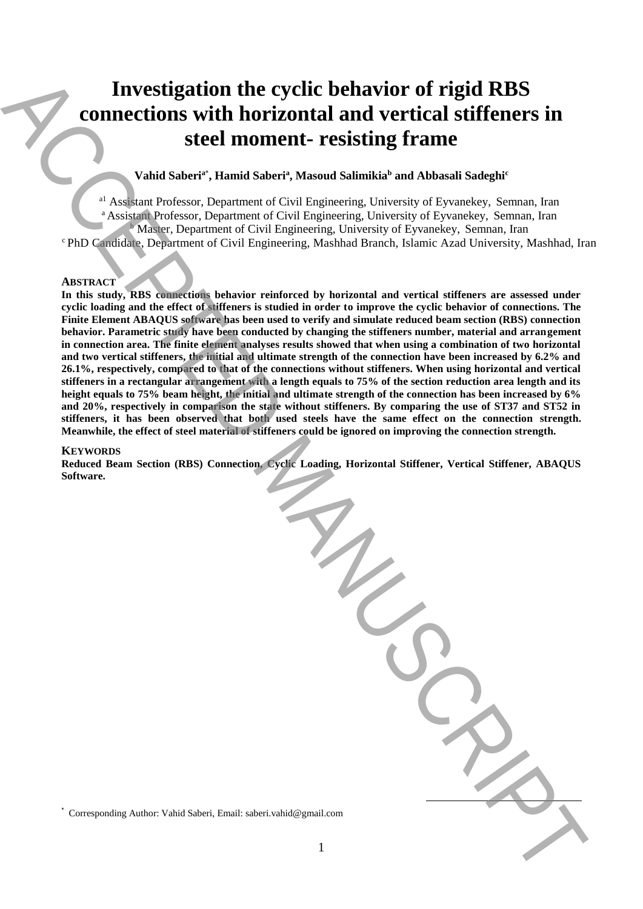# Investigation the cyclic behavior of rigid RBS connections with horizontal and vertical stiffeners in steel moment- resisting frame

**Vahid Saberi[a*], Hamid Saberi[a], Masoud Salimikia[b] and Abbasali Sadeghi[c]**

[a1] Assistant Professor, Department of Civil Engineering, University of Eyvanekey, Semnan, Iran
[a] Assistant Professor, Department of Civil Engineering, University of Eyvanekey, Semnan, Iran
[b] Master, Department of Civil Engineering, University of Eyvanekey, Semnan, Iran
[c] PhD Candidate, Department of Civil Engineering, Mashhad Branch, Islamic Azad University, Mashhad, Iran

## ABSTRACT

**In this study, RBS connections behavior reinforced by horizontal and vertical stiffeners are assessed under cyclic loading and the effect of stiffeners is studied in order to improve the cyclic behavior of connections. The Finite Element ABAQUS software has been used to verify and simulate reduced beam section (RBS) connection behavior. Parametric study have been conducted by changing the stiffeners number, material and arrangement in connection area. The finite element analyses results showed that when using a combination of two horizontal and two vertical stiffeners, the initial and ultimate strength of the connection have been increased by 6.2% and 26.1%, respectively, compared to that of the connections without stiffeners. When using horizontal and vertical stiffeners in a rectangular arrangement with a length equals to 75% of the section reduction area length and its height equals to 75% beam height, the initial and ultimate strength of the connection has been increased by 6% and 20%, respectively in comparison the state without stiffeners. By comparing the use of ST37 and ST52 in stiffeners, it has been observed that both used steels have the same effect on the connection strength. Meanwhile, the effect of steel material of stiffeners could be ignored on improving the connection strength.**

## KEYWORDS

**Reduced Beam Section (RBS) Connection, Cyclic Loading, Horizontal Stiffener, Vertical Stiffener, ABAQUS Software.**

[*] Corresponding Author: Vahid Saberi, Email: saberi.vahid@gmail.com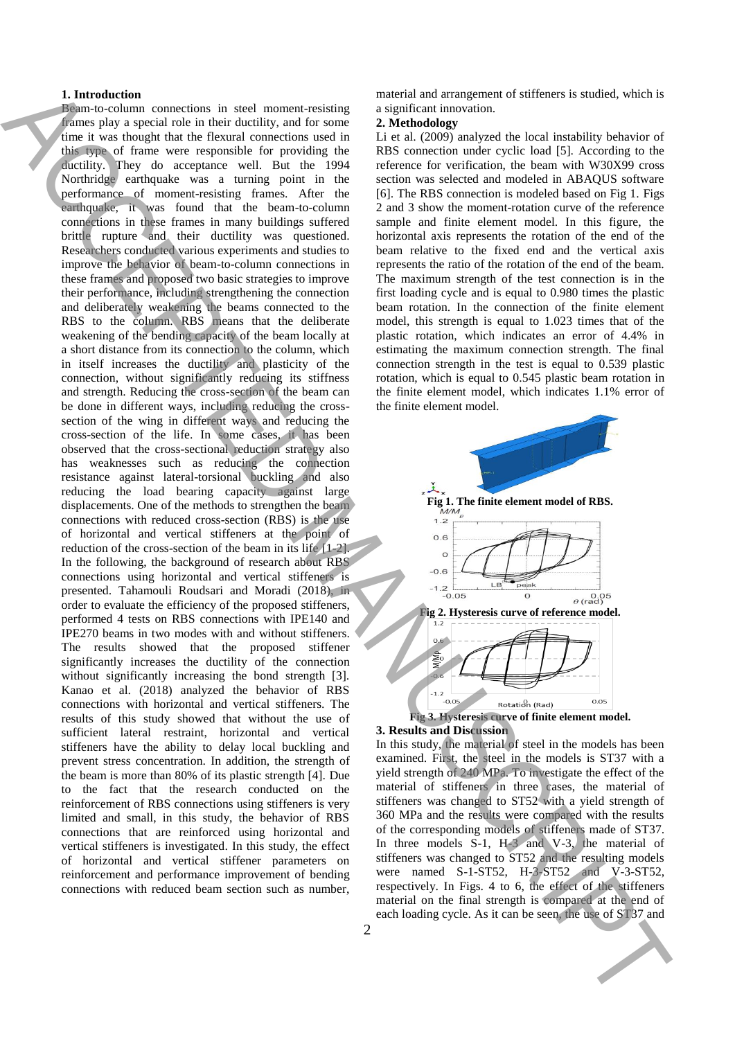## 1. Introduction

Beam-to-column connections in steel moment-resisting frames play a special role in their ductility, and for some time it was thought that the flexural connections used in this type of frame were responsible for providing the ductility. They do acceptance well. But the 1994 Northridge earthquake was a turning point in the performance of moment-resisting frames. After the earthquake, it was found that the beam-to-column connections in these frames in many buildings suffered brittle rupture and their ductility was questioned. Researchers conducted various experiments and studies to improve the behavior of beam-to-column connections in these frames and proposed two basic strategies to improve their performance, including strengthening the connection and deliberately weakening the beams connected to the RBS to the column. RBS means that the deliberate weakening of the bending capacity of the beam locally at a short distance from its connection to the column, which in itself increases the ductility and plasticity of the connection, without significantly reducing its stiffness and strength. Reducing the cross-section of the beam can be done in different ways, including reducing the cross-section of the wing in different ways and reducing the cross-section of the life. In some cases, it has been observed that the cross-sectional reduction strategy also has weaknesses such as reducing the connection resistance against lateral-torsional buckling and also reducing the load bearing capacity against large displacements. One of the methods to strengthen the beam connections with reduced cross-section (RBS) is the use of horizontal and vertical stiffeners at the point of reduction of the cross-section of the beam in its life [1-2]. In the following, the background of research about RBS connections using horizontal and vertical stiffeners is presented. Tahamouli Roudsari and Moradi (2018), in order to evaluate the efficiency of the proposed stiffeners, performed 4 tests on RBS connections with IPE140 and IPE270 beams in two modes with and without stiffeners. The results showed that the proposed stiffener significantly increases the ductility of the connection without significantly increasing the bond strength [3]. Kanao et al. (2018) analyzed the behavior of RBS connections with horizontal and vertical stiffeners. The results of this study showed that without the use of sufficient lateral restraint, horizontal and vertical stiffeners have the ability to delay local buckling and prevent stress concentration. In addition, the strength of the beam is more than 80% of its plastic strength [4]. Due to the fact that the research conducted on the reinforcement of RBS connections using stiffeners is very limited and small, in this study, the behavior of RBS connections that are reinforced using horizontal and vertical stiffeners is investigated. In this study, the effect of horizontal and vertical stiffener parameters on reinforcement and performance improvement of bending connections with reduced beam section such as number, material and arrangement of stiffeners is studied, which is a significant innovation.

## 2. Methodology

Li et al. (2009) analyzed the local instability behavior of RBS connection under cyclic load [5]. According to the reference for verification, the beam with W30X99 cross section was selected and modeled in ABAQUS software [6]. The RBS connection is modeled based on Fig 1. Figs 2 and 3 show the moment-rotation curve of the reference sample and finite element model. In this figure, the horizontal axis represents the rotation of the end of the beam relative to the fixed end and the vertical axis represents the ratio of the rotation of the end of the beam. The maximum strength of the test connection is in the first loading cycle and is equal to 0.980 times the plastic beam rotation. In the connection of the finite element model, this strength is equal to 1.023 times that of the plastic rotation, which indicates an error of 4.4% in estimating the maximum connection strength. The final connection strength in the test is equal to 0.539 plastic rotation, which is equal to 0.545 plastic beam rotation in the finite element model, which indicates 1.1% error of the finite element model.

**Fig 1. The finite element model of RBS.**

**Fig 2. Hysteresis curve of reference model.**

**Fig 3. Hysteresis curve of finite element model.**

## 3. Results and Discussion

In this study, the material of steel in the models has been examined. First, the steel in the models is ST37 with a yield strength of 240 MPa. To investigate the effect of the material of stiffeners in three cases, the material of stiffeners was changed to ST52 with a yield strength of 360 MPa and the results were compared with the results of the corresponding models of stiffeners made of ST37. In three models S-1, H-3 and V-3, the material of stiffeners was changed to ST52 and the resulting models were named S-1-ST52, H-3-ST52 and V-3-ST52, respectively. In Figs. 4 to 6, the effect of the stiffeners material on the final strength is compared at the end of each loading cycle. As it can be seen, the use of ST37 and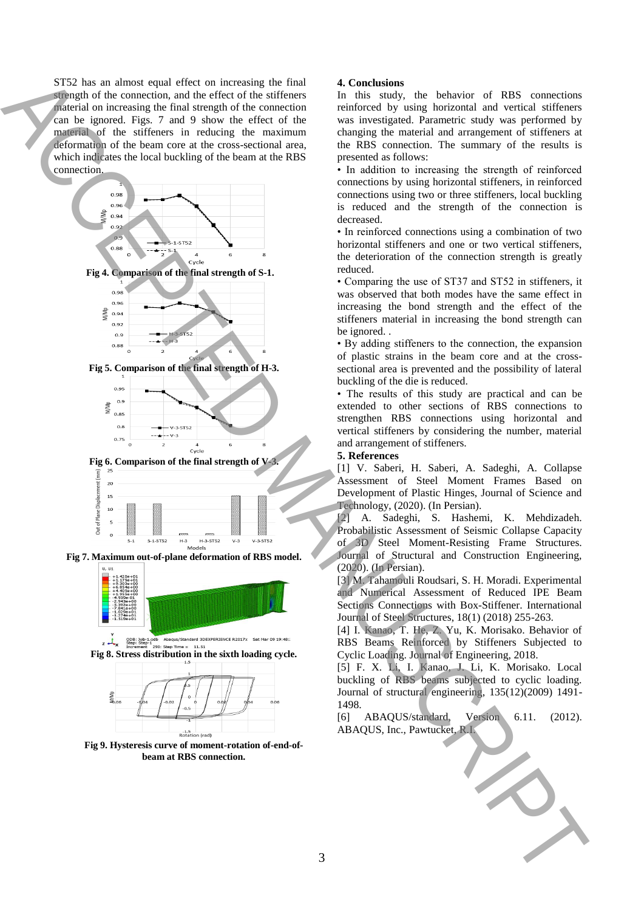ST52 has an almost equal effect on increasing the final strength of the connection, and the effect of the stiffeners material on increasing the final strength of the connection can be ignored. Figs. 7 and 9 show the effect of the material of the stiffeners in reducing the maximum deformation of the beam core at the cross-sectional area, which indicates the local buckling of the beam at the RBS connection.

M/Mp
1
0.98
0.96
0.94
0.92
0.9
0.88
0 2 4 6 8
Cycle
S-1-ST52
S-1

**Fig 4. Comparison of the final strength of S-1.**

M/Mp
1
0.98
0.96
0.94
0.92
0.9
0.88
0 2 4 6 8
Cycle
H-3-ST52
H-3

**Fig 5. Comparison of the final strength of H-3.**

M/Mp
1
0.95
0.9
0.85
0.8
0.75
0 2 4 6 8
Cycle
V-3-ST52
V-3

**Fig 6. Comparison of the final strength of V-3.**

Out of Plane Displacement (mm)
25
20
15
10
5
0
S-1 S-1-ST52 H-3 H-3-ST52 V-3 V-3-ST52
Models

**Fig 7. Maximum out-of-plane deformation of RBS model.**

U, U1
+1.420e+01
+1.175e+01
+9.303e+00
+6.854e+00
+4.405e+00
+1.955e+00
-4.935e-01
-2.943e+00
-5.392e+00
-7.841e+00
-1.029e+01
-1.274e+01
-1.519e+01

ODB: Job-1.odb Abaqus/Standard 3DEXPERIENCE R2017x Sat Mar 09 19:48:
Step: Step-1
Increment 290: Step Time = 11.51

**Fig 8. Stress distribution in the sixth loading cycle.**

M/Mp
1.5
1
0.5
0
-0.5
-1
-1.5
-0.06 -0.04 -0.02 0 0.02 0.04 0.06
Rotation (rad)

**Fig 9. Hysteresis curve of moment-rotation of-end-of-beam at RBS connection.**

## 4. Conclusions

In this study, the behavior of RBS connections reinforced by using horizontal and vertical stiffeners was investigated. Parametric study was performed by changing the material and arrangement of stiffeners at the RBS connection. The summary of the results is presented as follows:

- In addition to increasing the strength of reinforced connections by using horizontal stiffeners, in reinforced connections using two or three stiffeners, local buckling is reduced and the strength of the connection is decreased.
- In reinforced connections using a combination of two horizontal stiffeners and one or two vertical stiffeners, the deterioration of the connection strength is greatly reduced.
- Comparing the use of ST37 and ST52 in stiffeners, it was observed that both modes have the same effect in increasing the bond strength and the effect of the stiffeners material in increasing the bond strength can be ignored. .
- By adding stiffeners to the connection, the expansion of plastic strains in the beam core and at the cross-sectional area is prevented and the possibility of lateral buckling of the die is reduced.
- The results of this study are practical and can be extended to other sections of RBS connections to strengthen RBS connections using horizontal and vertical stiffeners by considering the number, material and arrangement of stiffeners.

## 5. References

[1] V. Saberi, H. Saberi, A. Sadeghi, A. Collapse Assessment of Steel Moment Frames Based on Development of Plastic Hinges, Journal of Science and Technology, (2020). (In Persian).

[2] A. Sadeghi, S. Hashemi, K. Mehdizadeh. Probabilistic Assessment of Seismic Collapse Capacity of 3D Steel Moment-Resisting Frame Structures. Journal of Structural and Construction Engineering, (2020). (In Persian).

[3] M. Tahamouli Roudsari, S. H. Moradi. Experimental and Numerical Assessment of Reduced IPE Beam Sections Connections with Box-Stiffener. International Journal of Steel Structures, 18(1) (2018) 255-263.

[4] I. Kanao, T. He, Z. Yu, K. Morisako. Behavior of RBS Beams Reinforced by Stiffeners Subjected to Cyclic Loading. Journal of Engineering, 2018.

[5] F. X. Li, I. Kanao, J. Li, K. Morisako. Local buckling of RBS beams subjected to cyclic loading. Journal of structural engineering, 135(12)(2009) 1491-1498.

[6] ABAQUS/standard, Version 6.11. (2012). ABAQUS, Inc., Pawtucket, R.I.